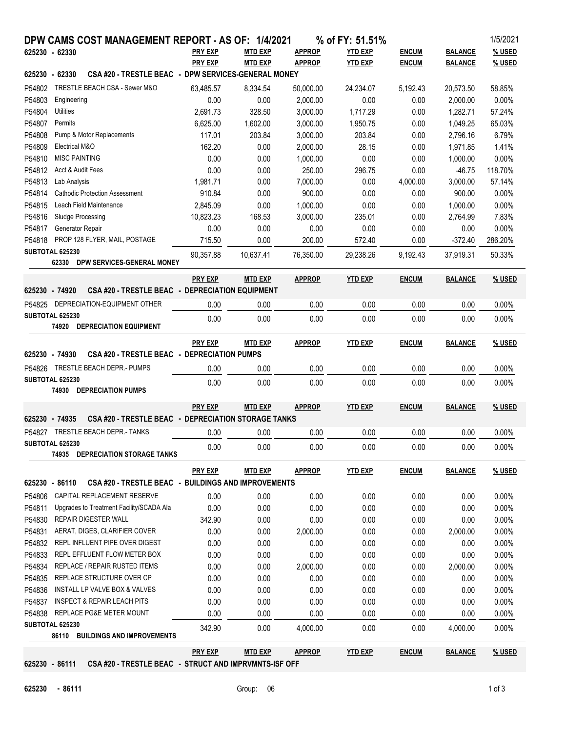# DPW CAMS COST MANAGEMENT REPORT - AS OF: 1/4/2021 — % of FY: 51.51%

1/5/2021

**625230 - 62330**

## 625230 - 62330 CSA #20 - TRESTLE BEAC - DPW SERVICES-GENERAL MONEY

| | | PRY EXP | MTD EXP | APPROP | YTD EXP | ENCUM | BALANCE | % USED |
|---|---|---|---|---|---|---|---|---|
| P54802 | TRESTLE BEACH CSA - Sewer M&O | 63,485.57 | 8,334.54 | 50,000.00 | 24,234.07 | 5,192.43 | 20,573.50 | 58.85% |
| P54803 | Engineering | 0.00 | 0.00 | 2,000.00 | 0.00 | 0.00 | 2,000.00 | 0.00% |
| P54804 | Utilities | 2,691.73 | 328.50 | 3,000.00 | 1,717.29 | 0.00 | 1,282.71 | 57.24% |
| P54807 | Permits | 6,625.00 | 1,602.00 | 3,000.00 | 1,950.75 | 0.00 | 1,049.25 | 65.03% |
| P54808 | Pump & Motor Replacements | 117.01 | 203.84 | 3,000.00 | 203.84 | 0.00 | 2,796.16 | 6.79% |
| P54809 | Electrical M&O | 162.20 | 0.00 | 2,000.00 | 28.15 | 0.00 | 1,971.85 | 1.41% |
| P54810 | MISC PAINTING | 0.00 | 0.00 | 1,000.00 | 0.00 | 0.00 | 1,000.00 | 0.00% |
| P54812 | Acct & Audit Fees | 0.00 | 0.00 | 250.00 | 296.75 | 0.00 | -46.75 | 118.70% |
| P54813 | Lab Analysis | 1,981.71 | 0.00 | 7,000.00 | 0.00 | 4,000.00 | 3,000.00 | 57.14% |
| P54814 | Cathodic Protection Assessment | 910.84 | 0.00 | 900.00 | 0.00 | 0.00 | 900.00 | 0.00% |
| P54815 | Leach Field Maintenance | 2,845.09 | 0.00 | 1,000.00 | 0.00 | 0.00 | 1,000.00 | 0.00% |
| P54816 | Sludge Processing | 10,823.23 | 168.53 | 3,000.00 | 235.01 | 0.00 | 2,764.99 | 7.83% |
| P54817 | Generator Repair | 0.00 | 0.00 | 0.00 | 0.00 | 0.00 | 0.00 | 0.00% |
| P54818 | PROP 128 FLYER, MAIL, POSTAGE | 715.50 | 0.00 | 200.00 | 572.40 | 0.00 | -372.40 | 286.20% |
| **SUBTOTAL 625230** | **62330 DPW SERVICES-GENERAL MONEY** | 90,357.88 | 10,637.41 | 76,350.00 | 29,238.26 | 9,192.43 | 37,919.31 | 50.33% |

## 625230 - 74920 CSA #20 - TRESTLE BEAC - DEPRECIATION EQUIPMENT

| | | PRY EXP | MTD EXP | APPROP | YTD EXP | ENCUM | BALANCE | % USED |
|---|---|---|---|---|---|---|---|---|
| P54825 | DEPRECIATION-EQUIPMENT OTHER | 0.00 | 0.00 | 0.00 | 0.00 | 0.00 | 0.00 | 0.00% |
| **SUBTOTAL 625230** | **74920 DEPRECIATION EQUIPMENT** | 0.00 | 0.00 | 0.00 | 0.00 | 0.00 | 0.00 | 0.00% |

## 625230 - 74930 CSA #20 - TRESTLE BEAC - DEPRECIATION PUMPS

| | | PRY EXP | MTD EXP | APPROP | YTD EXP | ENCUM | BALANCE | % USED |
|---|---|---|---|---|---|---|---|---|
| P54826 | TRESTLE BEACH DEPR.- PUMPS | 0.00 | 0.00 | 0.00 | 0.00 | 0.00 | 0.00 | 0.00% |
| **SUBTOTAL 625230** | **74930 DEPRECIATION PUMPS** | 0.00 | 0.00 | 0.00 | 0.00 | 0.00 | 0.00 | 0.00% |

## 625230 - 74935 CSA #20 - TRESTLE BEAC - DEPRECIATION STORAGE TANKS

| | | PRY EXP | MTD EXP | APPROP | YTD EXP | ENCUM | BALANCE | % USED |
|---|---|---|---|---|---|---|---|---|
| P54827 | TRESTLE BEACH DEPR.- TANKS | 0.00 | 0.00 | 0.00 | 0.00 | 0.00 | 0.00 | 0.00% |
| **SUBTOTAL 625230** | **74935 DEPRECIATION STORAGE TANKS** | 0.00 | 0.00 | 0.00 | 0.00 | 0.00 | 0.00 | 0.00% |

## 625230 - 86110 CSA #20 - TRESTLE BEAC - BUILDINGS AND IMPROVEMENTS

| | | PRY EXP | MTD EXP | APPROP | YTD EXP | ENCUM | BALANCE | % USED |
|---|---|---|---|---|---|---|---|---|
| P54806 | CAPITAL REPLACEMENT RESERVE | 0.00 | 0.00 | 0.00 | 0.00 | 0.00 | 0.00 | 0.00% |
| P54811 | Upgrades to Treatment Facility/SCADA Ala | 0.00 | 0.00 | 0.00 | 0.00 | 0.00 | 0.00 | 0.00% |
| P54830 | REPAIR DIGESTER WALL | 342.90 | 0.00 | 0.00 | 0.00 | 0.00 | 0.00 | 0.00% |
| P54831 | AERAT, DIGES, CLARIFIER COVER | 0.00 | 0.00 | 2,000.00 | 0.00 | 0.00 | 2,000.00 | 0.00% |
| P54832 | REPL INFLUENT PIPE OVER DIGEST | 0.00 | 0.00 | 0.00 | 0.00 | 0.00 | 0.00 | 0.00% |
| P54833 | REPL EFFLUENT FLOW METER BOX | 0.00 | 0.00 | 0.00 | 0.00 | 0.00 | 0.00 | 0.00% |
| P54834 | REPLACE / REPAIR RUSTED ITEMS | 0.00 | 0.00 | 2,000.00 | 0.00 | 0.00 | 2,000.00 | 0.00% |
| P54835 | REPLACE STRUCTURE OVER CP | 0.00 | 0.00 | 0.00 | 0.00 | 0.00 | 0.00 | 0.00% |
| P54836 | INSTALL LP VALVE BOX & VALVES | 0.00 | 0.00 | 0.00 | 0.00 | 0.00 | 0.00 | 0.00% |
| P54837 | INSPECT & REPAIR LEACH PITS | 0.00 | 0.00 | 0.00 | 0.00 | 0.00 | 0.00 | 0.00% |
| P54838 | REPLACE PG&E METER MOUNT | 0.00 | 0.00 | 0.00 | 0.00 | 0.00 | 0.00 | 0.00% |
| **SUBTOTAL 625230** | **86110 BUILDINGS AND IMPROVEMENTS** | 342.90 | 0.00 | 4,000.00 | 0.00 | 0.00 | 4,000.00 | 0.00% |

## 625230 - 86111 CSA #20 - TRESTLE BEAC - STRUCT AND IMPRVMNTS-ISF OFF

| | | PRY EXP | MTD EXP | APPROP | YTD EXP | ENCUM | BALANCE | % USED |
|---|---|---|---|---|---|---|---|---|

625230 - 86111 Group: 06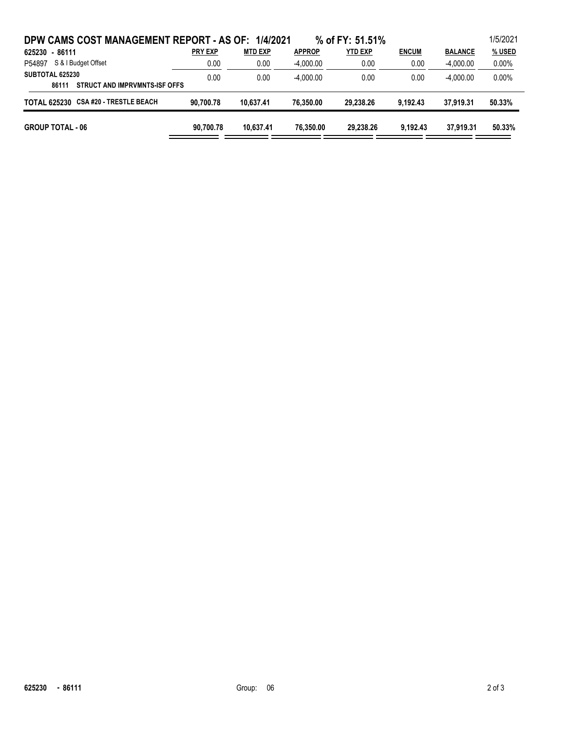# DPW CAMS COST MANAGEMENT REPORT - AS OF: 1/4/2021 % of FY: 51.51%

1/5/2021

| 625230 - 86111 | PRY EXP | MTD EXP | APPROP | YTD EXP | ENCUM | BALANCE | % USED |
|---|---|---|---|---|---|---|---|
| P54897 S & I Budget Offset | 0.00 | 0.00 | -4,000.00 | 0.00 | 0.00 | -4,000.00 | 0.00% |
| **SUBTOTAL 625230**<br>**86111 STRUCT AND IMPRVMNTS-ISF OFFS** | 0.00 | 0.00 | -4,000.00 | 0.00 | 0.00 | -4,000.00 | 0.00% |
| **TOTAL 625230 CSA #20 - TRESTLE BEACH** | **90,700.78** | **10,637.41** | **76,350.00** | **29,238.26** | **9,192.43** | **37,919.31** | **50.33%** |
| **GROUP TOTAL - 06** | **90,700.78** | **10,637.41** | **76,350.00** | **29,238.26** | **9,192.43** | **37,919.31** | **50.33%** |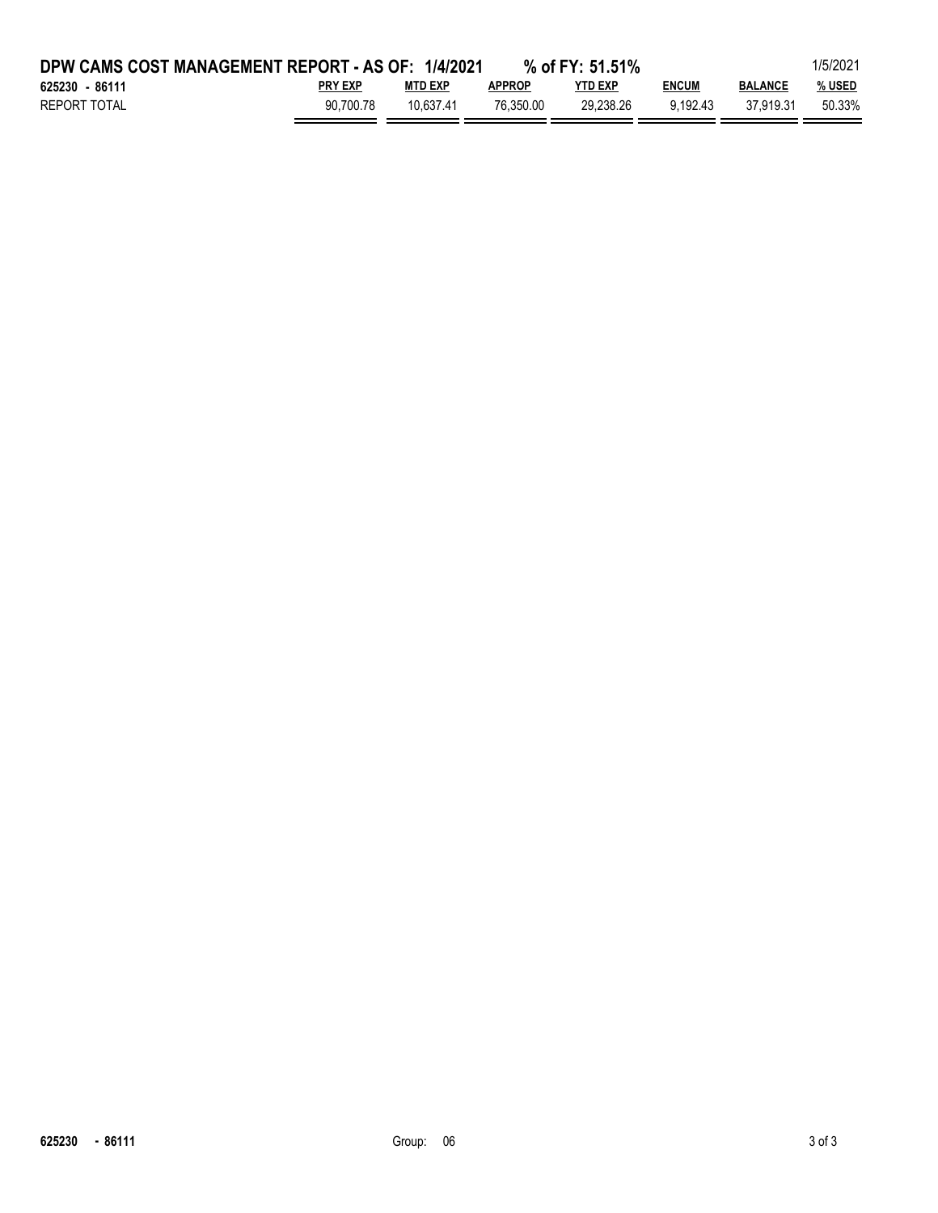# DPW CAMS COST MANAGEMENT REPORT - AS OF: 1/4/2021 % of FY: 51.51%

1/5/2021

| 625230 - 86111 | PRY EXP | MTD EXP | APPROP | YTD EXP | ENCUM | BALANCE | % USED |
|---|---|---|---|---|---|---|---|
| REPORT TOTAL | 90,700.78 | 10,637.41 | 76,350.00 | 29,238.26 | 9,192.43 | 37,919.31 | 50.33% |

625230 - 86111 Group: 06